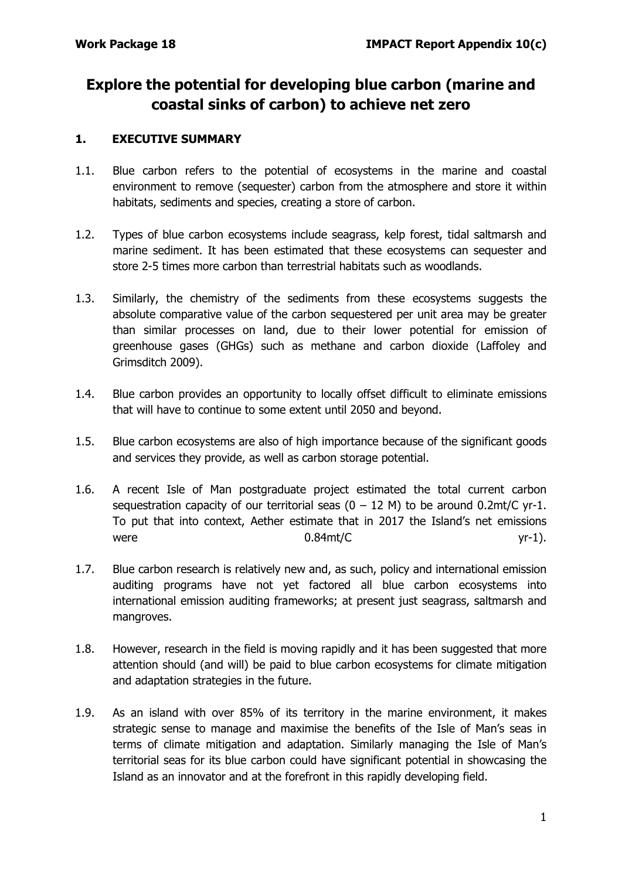# Explore the potential for developing blue carbon (marine and coastal sinks of carbon) to achieve net zero

## 1. EXECUTIVE SUMMARY

1.1. Blue carbon refers to the potential of ecosystems in the marine and coastal environment to remove (sequester) carbon from the atmosphere and store it within habitats, sediments and species, creating a store of carbon.

1.2. Types of blue carbon ecosystems include seagrass, kelp forest, tidal saltmarsh and marine sediment. It has been estimated that these ecosystems can sequester and store 2-5 times more carbon than terrestrial habitats such as woodlands.

1.3. Similarly, the chemistry of the sediments from these ecosystems suggests the absolute comparative value of the carbon sequestered per unit area may be greater than similar processes on land, due to their lower potential for emission of greenhouse gases (GHGs) such as methane and carbon dioxide (Laffoley and Grimsditch 2009).

1.4. Blue carbon provides an opportunity to locally offset difficult to eliminate emissions that will have to continue to some extent until 2050 and beyond.

1.5. Blue carbon ecosystems are also of high importance because of the significant goods and services they provide, as well as carbon storage potential.

1.6. A recent Isle of Man postgraduate project estimated the total current carbon sequestration capacity of our territorial seas (0 – 12 M) to be around 0.2mt/C yr-1. To put that into context, Aether estimate that in 2017 the Island's net emissions were 0.84mt/C yr-1).

1.7. Blue carbon research is relatively new and, as such, policy and international emission auditing programs have not yet factored all blue carbon ecosystems into international emission auditing frameworks; at present just seagrass, saltmarsh and mangroves.

1.8. However, research in the field is moving rapidly and it has been suggested that more attention should (and will) be paid to blue carbon ecosystems for climate mitigation and adaptation strategies in the future.

1.9. As an island with over 85% of its territory in the marine environment, it makes strategic sense to manage and maximise the benefits of the Isle of Man's seas in terms of climate mitigation and adaptation. Similarly managing the Isle of Man's territorial seas for its blue carbon could have significant potential in showcasing the Island as an innovator and at the forefront in this rapidly developing field.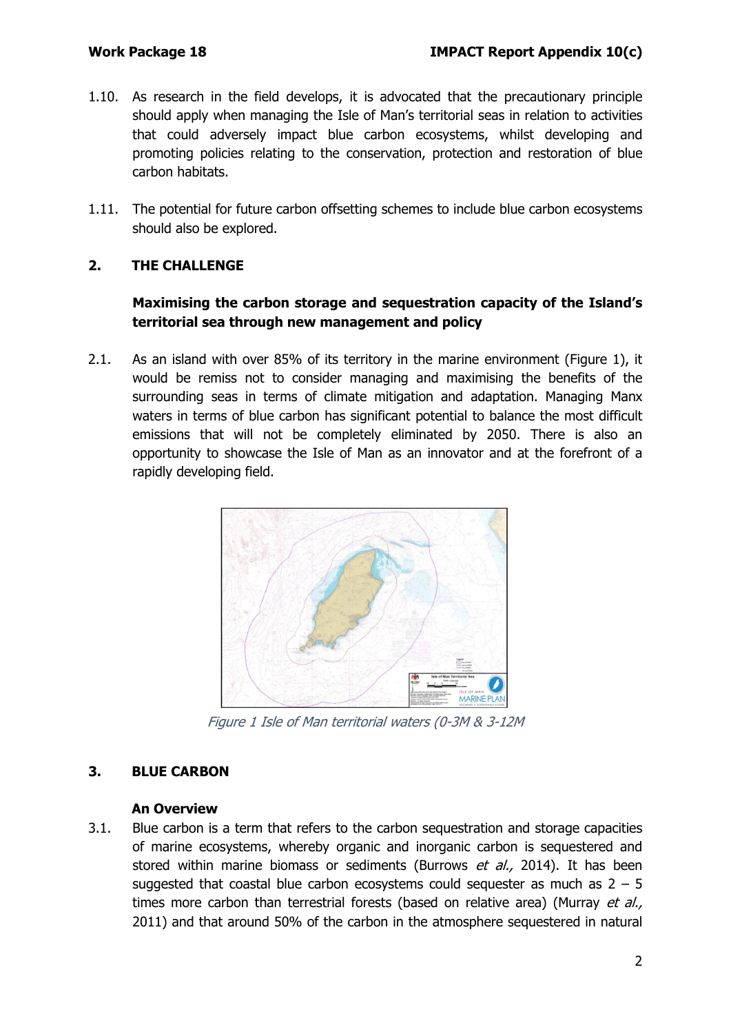1.10. As research in the field develops, it is advocated that the precautionary principle should apply when managing the Isle of Man's territorial seas in relation to activities that could adversely impact blue carbon ecosystems, whilst developing and promoting policies relating to the conservation, protection and restoration of blue carbon habitats.

1.11. The potential for future carbon offsetting schemes to include blue carbon ecosystems should also be explored.

## 2. THE CHALLENGE

### Maximising the carbon storage and sequestration capacity of the Island's territorial sea through new management and policy

2.1. As an island with over 85% of its territory in the marine environment (Figure 1), it would be remiss not to consider managing and maximising the benefits of the surrounding seas in terms of climate mitigation and adaptation. Managing Manx waters in terms of blue carbon has significant potential to balance the most difficult emissions that will not be completely eliminated by 2050. There is also an opportunity to showcase the Isle of Man as an innovator and at the forefront of a rapidly developing field.

*Figure 1 Isle of Man territorial waters (0-3M & 3-12M*

## 3. BLUE CARBON

### An Overview

3.1. Blue carbon is a term that refers to the carbon sequestration and storage capacities of marine ecosystems, whereby organic and inorganic carbon is sequestered and stored within marine biomass or sediments (Burrows *et al.,* 2014). It has been suggested that coastal blue carbon ecosystems could sequester as much as 2 – 5 times more carbon than terrestrial forests (based on relative area) (Murray *et al.,* 2011) and that around 50% of the carbon in the atmosphere sequestered in natural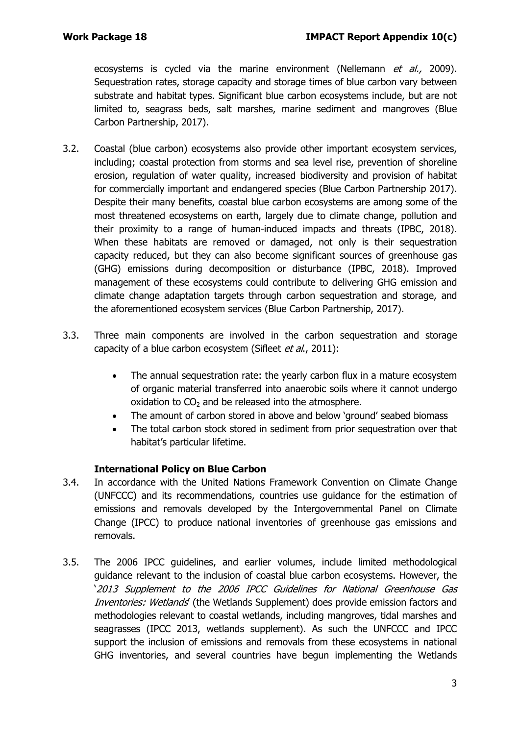ecosystems is cycled via the marine environment (Nellemann *et al.,* 2009). Sequestration rates, storage capacity and storage times of blue carbon vary between substrate and habitat types. Significant blue carbon ecosystems include, but are not limited to, seagrass beds, salt marshes, marine sediment and mangroves (Blue Carbon Partnership, 2017).

3.2. Coastal (blue carbon) ecosystems also provide other important ecosystem services, including; coastal protection from storms and sea level rise, prevention of shoreline erosion, regulation of water quality, increased biodiversity and provision of habitat for commercially important and endangered species (Blue Carbon Partnership 2017). Despite their many benefits, coastal blue carbon ecosystems are among some of the most threatened ecosystems on earth, largely due to climate change, pollution and their proximity to a range of human-induced impacts and threats (IPBC, 2018). When these habitats are removed or damaged, not only is their sequestration capacity reduced, but they can also become significant sources of greenhouse gas (GHG) emissions during decomposition or disturbance (IPBC, 2018). Improved management of these ecosystems could contribute to delivering GHG emission and climate change adaptation targets through carbon sequestration and storage, and the aforementioned ecosystem services (Blue Carbon Partnership, 2017).

3.3. Three main components are involved in the carbon sequestration and storage capacity of a blue carbon ecosystem (Sifleet *et al.*, 2011):

- The annual sequestration rate: the yearly carbon flux in a mature ecosystem of organic material transferred into anaerobic soils where it cannot undergo oxidation to $CO_2$ and be released into the atmosphere.
- The amount of carbon stored in above and below 'ground' seabed biomass
- The total carbon stock stored in sediment from prior sequestration over that habitat's particular lifetime.

### International Policy on Blue Carbon

3.4. In accordance with the United Nations Framework Convention on Climate Change (UNFCCC) and its recommendations, countries use guidance for the estimation of emissions and removals developed by the Intergovernmental Panel on Climate Change (IPCC) to produce national inventories of greenhouse gas emissions and removals.

3.5. The 2006 IPCC guidelines, and earlier volumes, include limited methodological guidance relevant to the inclusion of coastal blue carbon ecosystems. However, the '*2013 Supplement to the 2006 IPCC Guidelines for National Greenhouse Gas Inventories: Wetlands*' (the Wetlands Supplement) does provide emission factors and methodologies relevant to coastal wetlands, including mangroves, tidal marshes and seagrasses (IPCC 2013, wetlands supplement). As such the UNFCCC and IPCC support the inclusion of emissions and removals from these ecosystems in national GHG inventories, and several countries have begun implementing the Wetlands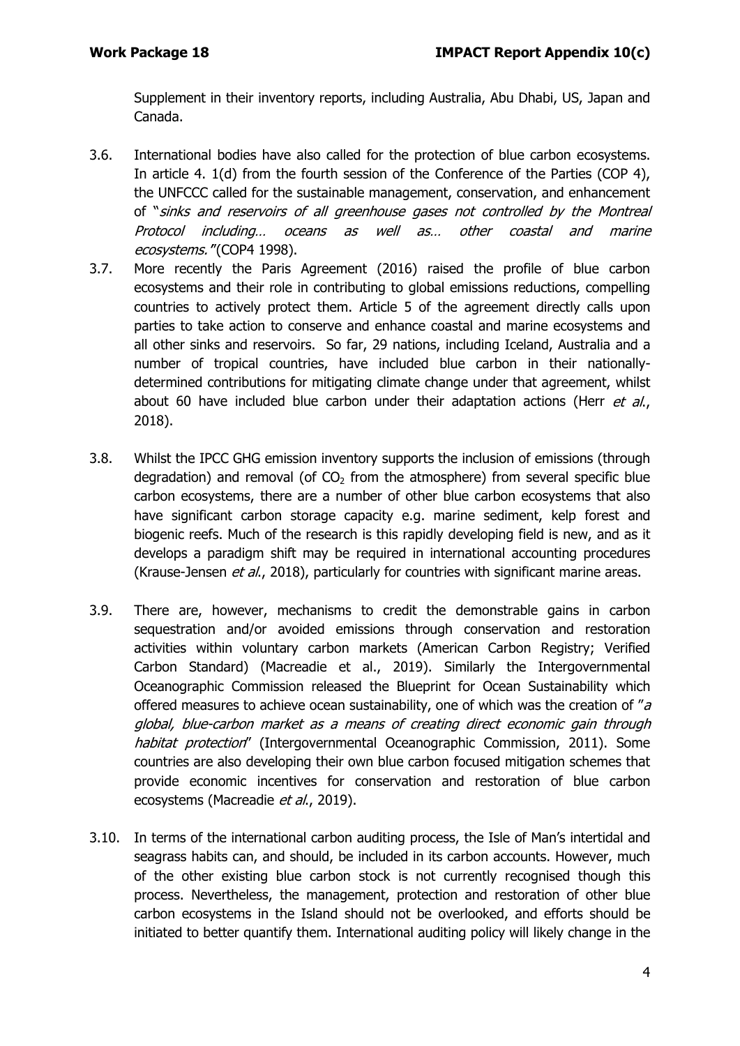Supplement in their inventory reports, including Australia, Abu Dhabi, US, Japan and Canada.

3.6. International bodies have also called for the protection of blue carbon ecosystems. In article 4. 1(d) from the fourth session of the Conference of the Parties (COP 4), the UNFCCC called for the sustainable management, conservation, and enhancement of "*sinks and reservoirs of all greenhouse gases not controlled by the Montreal Protocol including… oceans as well as… other coastal and marine ecosystems.*"(COP4 1998).

3.7. More recently the Paris Agreement (2016) raised the profile of blue carbon ecosystems and their role in contributing to global emissions reductions, compelling countries to actively protect them. Article 5 of the agreement directly calls upon parties to take action to conserve and enhance coastal and marine ecosystems and all other sinks and reservoirs. So far, 29 nations, including Iceland, Australia and a number of tropical countries, have included blue carbon in their nationally-determined contributions for mitigating climate change under that agreement, whilst about 60 have included blue carbon under their adaptation actions (Herr *et al*., 2018).

3.8. Whilst the IPCC GHG emission inventory supports the inclusion of emissions (through degradation) and removal (of $CO_2$ from the atmosphere) from several specific blue carbon ecosystems, there are a number of other blue carbon ecosystems that also have significant carbon storage capacity e.g. marine sediment, kelp forest and biogenic reefs. Much of the research is this rapidly developing field is new, and as it develops a paradigm shift may be required in international accounting procedures (Krause-Jensen *et al*., 2018), particularly for countries with significant marine areas.

3.9. There are, however, mechanisms to credit the demonstrable gains in carbon sequestration and/or avoided emissions through conservation and restoration activities within voluntary carbon markets (American Carbon Registry; Verified Carbon Standard) (Macreadie et al., 2019). Similarly the Intergovernmental Oceanographic Commission released the Blueprint for Ocean Sustainability which offered measures to achieve ocean sustainability, one of which was the creation of "*a global, blue-carbon market as a means of creating direct economic gain through habitat protection*" (Intergovernmental Oceanographic Commission, 2011). Some countries are also developing their own blue carbon focused mitigation schemes that provide economic incentives for conservation and restoration of blue carbon ecosystems (Macreadie *et al*., 2019).

3.10. In terms of the international carbon auditing process, the Isle of Man's intertidal and seagrass habits can, and should, be included in its carbon accounts. However, much of the other existing blue carbon stock is not currently recognised though this process. Nevertheless, the management, protection and restoration of other blue carbon ecosystems in the Island should not be overlooked, and efforts should be initiated to better quantify them. International auditing policy will likely change in the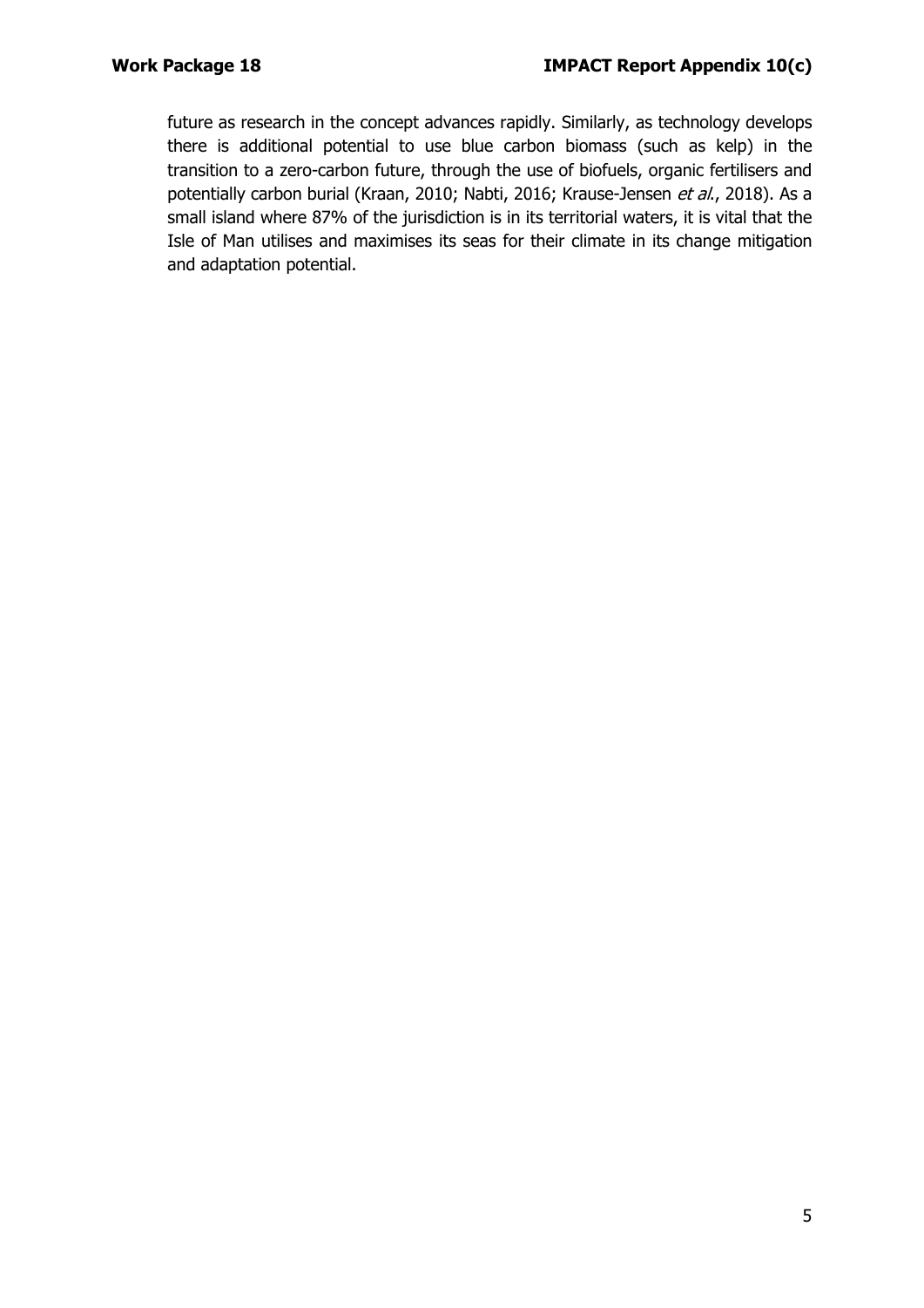future as research in the concept advances rapidly. Similarly, as technology develops there is additional potential to use blue carbon biomass (such as kelp) in the transition to a zero-carbon future, through the use of biofuels, organic fertilisers and potentially carbon burial (Kraan, 2010; Nabti, 2016; Krause-Jensen *et al.*, 2018). As a small island where 87% of the jurisdiction is in its territorial waters, it is vital that the Isle of Man utilises and maximises its seas for their climate in its change mitigation and adaptation potential.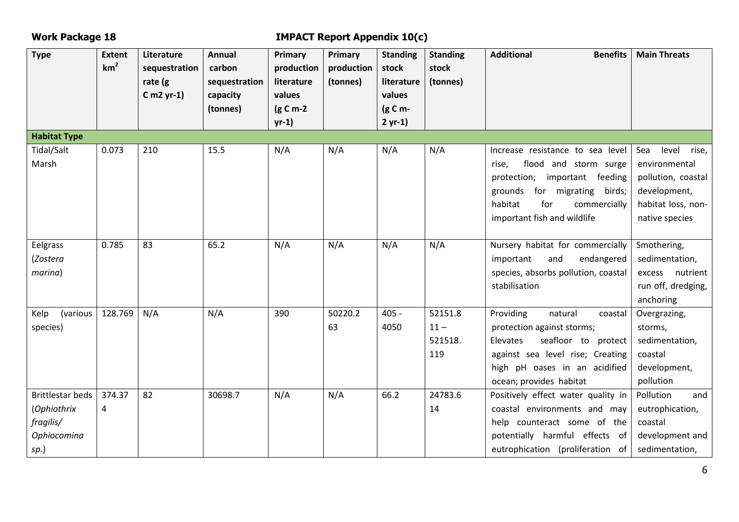**Work Package 18** **IMPACT Report Appendix 10(c)**

| Type | Extent $km^2$ | Literature sequestration rate (g C m2 yr-1) | Annual carbon sequestration capacity (tonnes) | Primary production literature values (g C m-2 yr-1) | Primary production (tonnes) | Standing stock literature values (g C m-2 yr-1) | Standing stock (tonnes) | Additional Benefits | Main Threats |
|---|---|---|---|---|---|---|---|---|---|
| **Habitat Type** | | | | | | | | | |
| Tidal/Salt Marsh | 0.073 | 210 | 15.5 | N/A | N/A | N/A | N/A | Increase resistance to sea level rise, flood and storm surge protection; important feeding grounds for migrating birds; habitat for commercially important fish and wildlife | Sea level rise, environmental pollution, coastal development, habitat loss, non-native species |
| Eelgrass (*Zostera marina*) | 0.785 | 83 | 65.2 | N/A | N/A | N/A | N/A | Nursery habitat for commercially important and endangered species, absorbs pollution, coastal stabilisation | Smothering, sedimentation, excess nutrient run off, dredging, anchoring |
| Kelp (various species) | 128.769 | N/A | N/A | 390 | 50220.263 | 405 - 4050 | 52151.811 – 521518.119 | Providing natural coastal protection against storms; Elevates seafloor to protect against sea level rise; Creating high pH oases in an acidified ocean; provides habitat | Overgrazing, storms, sedimentation, coastal development, pollution |
| Brittlestar beds (*Ophiothrix fragilis/ Ophiocomina sp.*) | 374.374 | 82 | 30698.7 | N/A | N/A | 66.2 | 24783.614 | Positively effect water quality in coastal environments and may help counteract some of the potentially harmful effects of eutrophication (proliferation of | Pollution and eutrophication, coastal development and sedimentation, |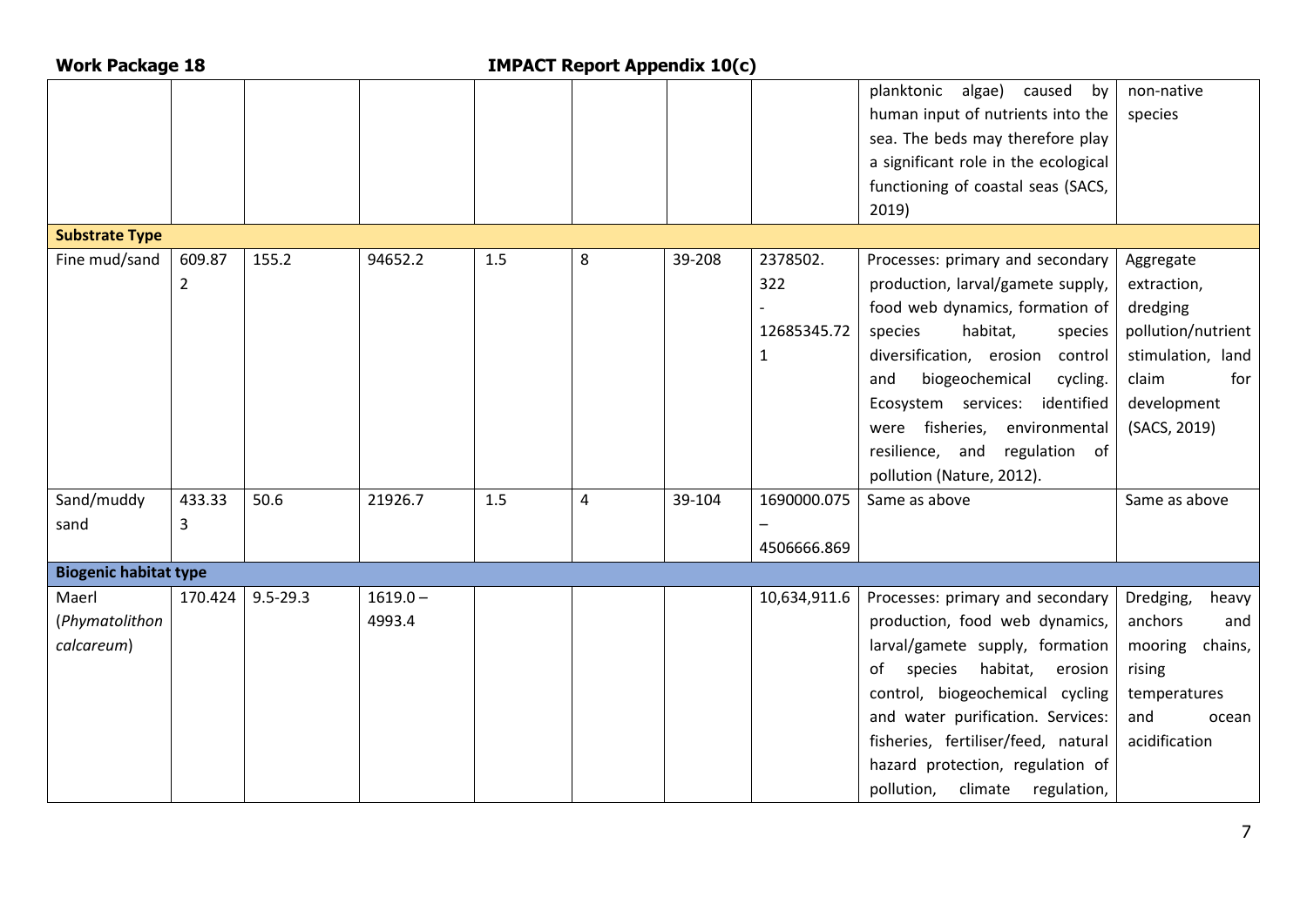| | | | | | | | | planktonic algae) caused by human input of nutrients into the sea. The beds may therefore play a significant role in the ecological functioning of coastal seas (SACS, 2019) | non-native species |
|---|---|---|---|---|---|---|---|---|---|
| **Substrate Type** | | | | | | | | | |
| Fine mud/sand | 609.872 | 155.2 | 94652.2 | 1.5 | 8 | 39-208 | 2378502.322 - 12685345.721 | Processes: primary and secondary production, larval/gamete supply, food web dynamics, formation of species habitat, species diversification, erosion control and biogeochemical cycling. Ecosystem services: identified were fisheries, environmental resilience, and regulation of pollution (Nature, 2012). | Aggregate extraction, dredging pollution/nutrient stimulation, land claim for development (SACS, 2019) |
| Sand/muddy sand | 433.333 | 50.6 | 21926.7 | 1.5 | 4 | 39-104 | 1690000.075 – 4506666.869 | Same as above | Same as above |
| **Biogenic habitat type** | | | | | | | | | |
| Maerl (*Phymatolithon calcareum*) | 170.424 | 9.5-29.3 | 1619.0 – 4993.4 | | | | 10,634,911.6 | Processes: primary and secondary production, food web dynamics, larval/gamete supply, formation of species habitat, erosion control, biogeochemical cycling and water purification. Services: fisheries, fertiliser/feed, natural hazard protection, regulation of pollution, climate regulation, | Dredging, heavy anchors and mooring chains, rising temperatures and ocean acidification |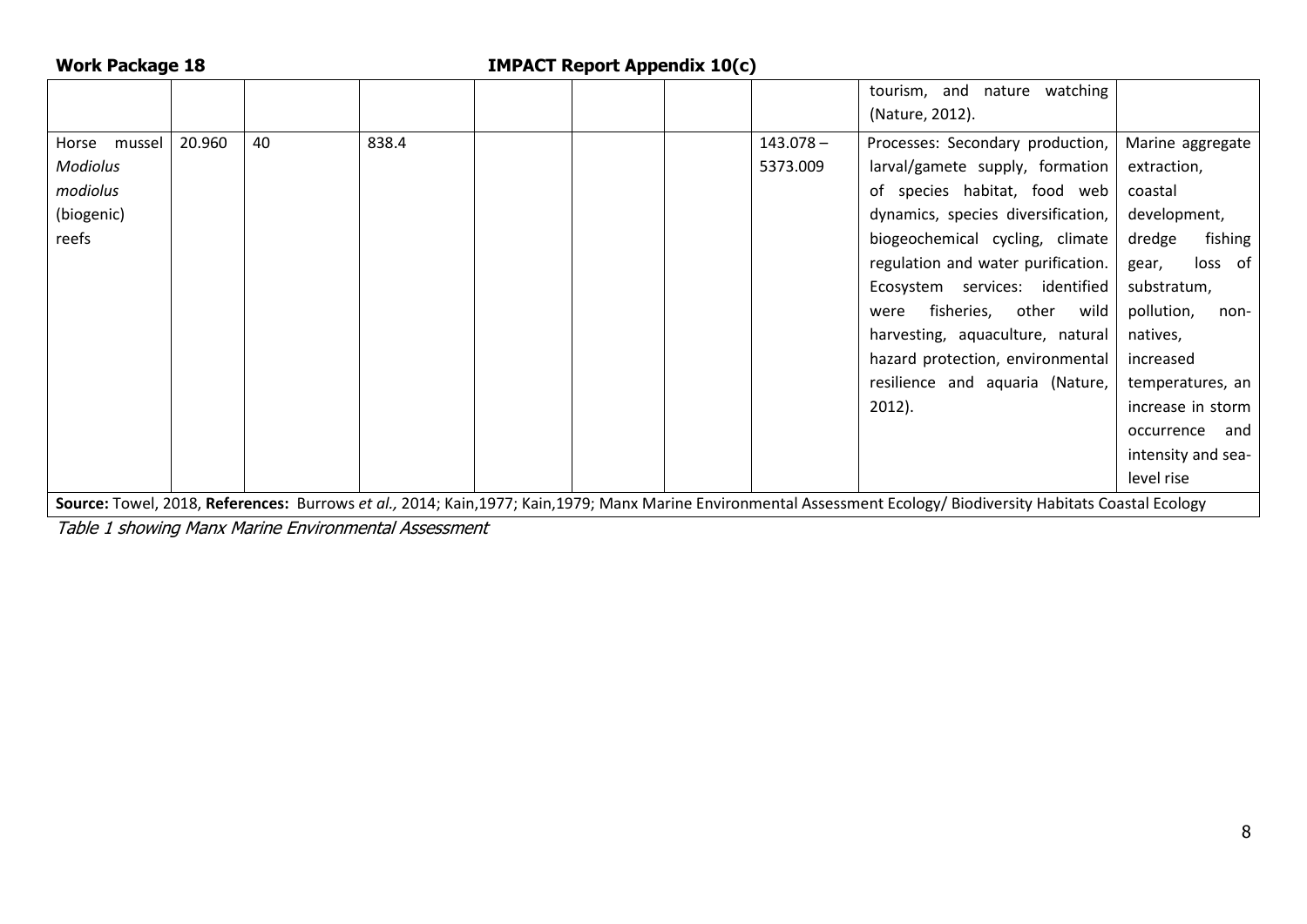| | | | | | | | | | |
|---|---|---|---|---|---|---|---|---|---|
| | | | | | | | | tourism, and nature watching (Nature, 2012). | |
| Horse mussel *Modiolus modiolus* (biogenic) reefs | 20.960 | 40 | 838.4 | | | | 143.078 – 5373.009 | Processes: Secondary production, larval/gamete supply, formation of species habitat, food web dynamics, species diversification, biogeochemical cycling, climate regulation and water purification. Ecosystem services: identified were fisheries, other wild harvesting, aquaculture, natural hazard protection, environmental resilience and aquaria (Nature, 2012). | Marine aggregate extraction, coastal development, dredge fishing gear, loss of substratum, pollution, non-natives, increased temperatures, an increase in storm occurrence and intensity and sea-level rise |
| **Source:** Towel, 2018, **References:** Burrows *et al.,* 2014; Kain,1977; Kain,1979; Manx Marine Environmental Assessment Ecology/ Biodiversity Habitats Coastal Ecology | | | | | | | | | |

*Table 1 showing Manx Marine Environmental Assessment*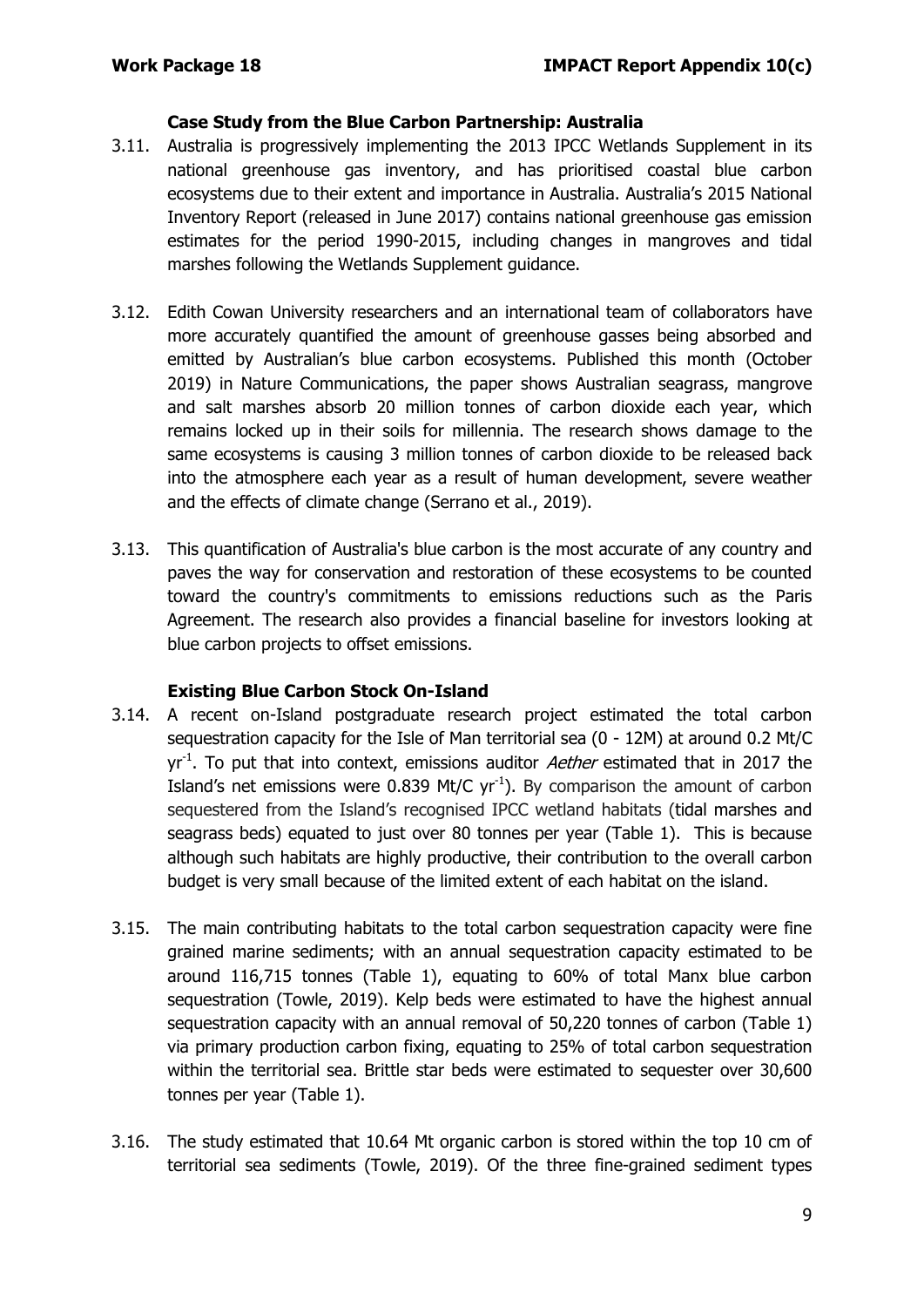### Case Study from the Blue Carbon Partnership: Australia

3.11. Australia is progressively implementing the 2013 IPCC Wetlands Supplement in its national greenhouse gas inventory, and has prioritised coastal blue carbon ecosystems due to their extent and importance in Australia. Australia's 2015 National Inventory Report (released in June 2017) contains national greenhouse gas emission estimates for the period 1990-2015, including changes in mangroves and tidal marshes following the Wetlands Supplement guidance.

3.12. Edith Cowan University researchers and an international team of collaborators have more accurately quantified the amount of greenhouse gasses being absorbed and emitted by Australian's blue carbon ecosystems. Published this month (October 2019) in Nature Communications, the paper shows Australian seagrass, mangrove and salt marshes absorb 20 million tonnes of carbon dioxide each year, which remains locked up in their soils for millennia. The research shows damage to the same ecosystems is causing 3 million tonnes of carbon dioxide to be released back into the atmosphere each year as a result of human development, severe weather and the effects of climate change (Serrano et al., 2019).

3.13. This quantification of Australia's blue carbon is the most accurate of any country and paves the way for conservation and restoration of these ecosystems to be counted toward the country's commitments to emissions reductions such as the Paris Agreement. The research also provides a financial baseline for investors looking at blue carbon projects to offset emissions.

### Existing Blue Carbon Stock On-Island

3.14. A recent on-Island postgraduate research project estimated the total carbon sequestration capacity for the Isle of Man territorial sea (0 - 12M) at around 0.2 Mt/C $yr^{-1}$. To put that into context, emissions auditor *Aether* estimated that in 2017 the Island's net emissions were 0.839 Mt/C $yr^{-1}$). By comparison the amount of carbon sequestered from the Island's recognised IPCC wetland habitats (tidal marshes and seagrass beds) equated to just over 80 tonnes per year (Table 1). This is because although such habitats are highly productive, their contribution to the overall carbon budget is very small because of the limited extent of each habitat on the island.

3.15. The main contributing habitats to the total carbon sequestration capacity were fine grained marine sediments; with an annual sequestration capacity estimated to be around 116,715 tonnes (Table 1), equating to 60% of total Manx blue carbon sequestration (Towle, 2019). Kelp beds were estimated to have the highest annual sequestration capacity with an annual removal of 50,220 tonnes of carbon (Table 1) via primary production carbon fixing, equating to 25% of total carbon sequestration within the territorial sea. Brittle star beds were estimated to sequester over 30,600 tonnes per year (Table 1).

3.16. The study estimated that 10.64 Mt organic carbon is stored within the top 10 cm of territorial sea sediments (Towle, 2019). Of the three fine-grained sediment types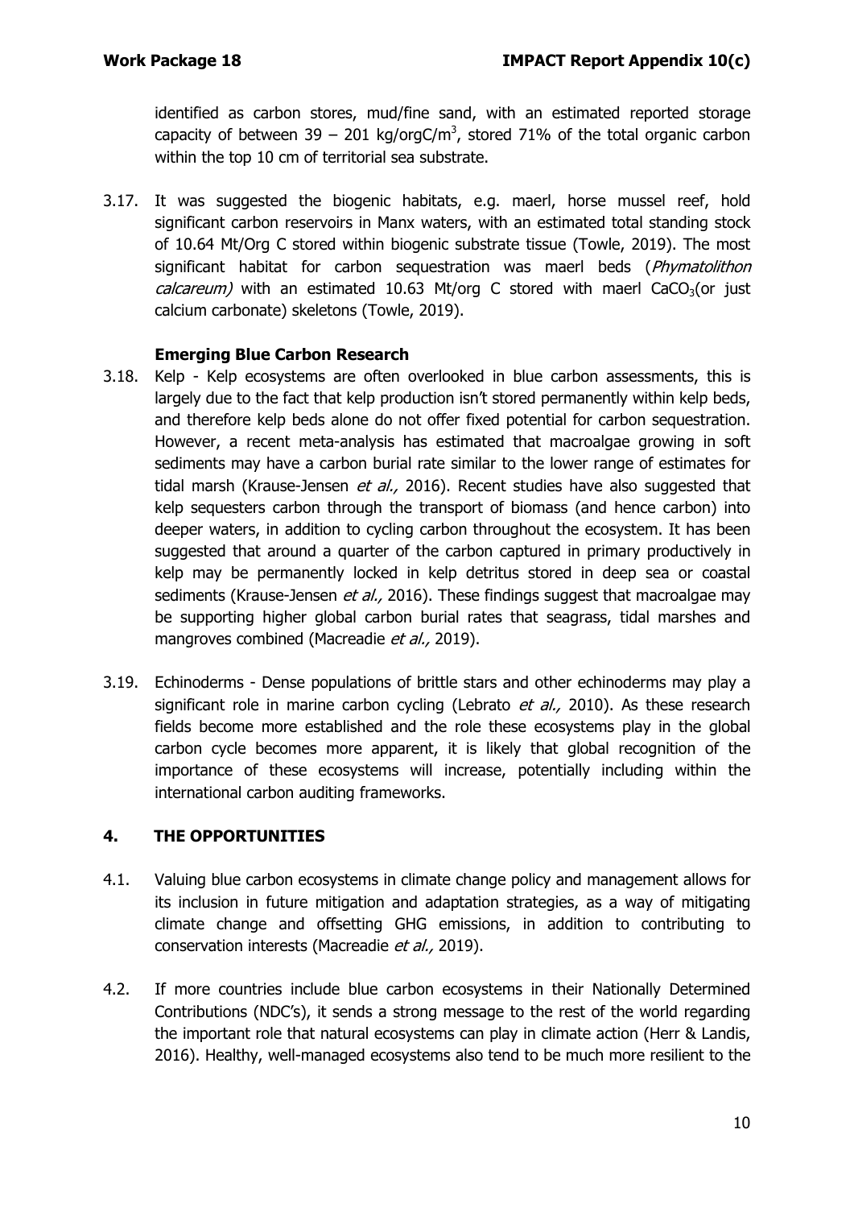identified as carbon stores, mud/fine sand, with an estimated reported storage capacity of between 39 – 201 kg/orgC/$m^3$, stored 71% of the total organic carbon within the top 10 cm of territorial sea substrate.

3.17. It was suggested the biogenic habitats, e.g. maerl, horse mussel reef, hold significant carbon reservoirs in Manx waters, with an estimated total standing stock of 10.64 Mt/Org C stored within biogenic substrate tissue (Towle, 2019). The most significant habitat for carbon sequestration was maerl beds (*Phymatolithon calcareum)* with an estimated 10.63 Mt/org C stored with maerl $CaCO_3$(or just calcium carbonate) skeletons (Towle, 2019).

### Emerging Blue Carbon Research

3.18. Kelp - Kelp ecosystems are often overlooked in blue carbon assessments, this is largely due to the fact that kelp production isn't stored permanently within kelp beds, and therefore kelp beds alone do not offer fixed potential for carbon sequestration. However, a recent meta-analysis has estimated that macroalgae growing in soft sediments may have a carbon burial rate similar to the lower range of estimates for tidal marsh (Krause-Jensen *et al.,* 2016). Recent studies have also suggested that kelp sequesters carbon through the transport of biomass (and hence carbon) into deeper waters, in addition to cycling carbon throughout the ecosystem. It has been suggested that around a quarter of the carbon captured in primary productively in kelp may be permanently locked in kelp detritus stored in deep sea or coastal sediments (Krause-Jensen *et al.,* 2016). These findings suggest that macroalgae may be supporting higher global carbon burial rates that seagrass, tidal marshes and mangroves combined (Macreadie *et al.,* 2019).

3.19. Echinoderms - Dense populations of brittle stars and other echinoderms may play a significant role in marine carbon cycling (Lebrato *et al.,* 2010). As these research fields become more established and the role these ecosystems play in the global carbon cycle becomes more apparent, it is likely that global recognition of the importance of these ecosystems will increase, potentially including within the international carbon auditing frameworks.

## 4. THE OPPORTUNITIES

4.1. Valuing blue carbon ecosystems in climate change policy and management allows for its inclusion in future mitigation and adaptation strategies, as a way of mitigating climate change and offsetting GHG emissions, in addition to contributing to conservation interests (Macreadie *et al.,* 2019).

4.2. If more countries include blue carbon ecosystems in their Nationally Determined Contributions (NDC's), it sends a strong message to the rest of the world regarding the important role that natural ecosystems can play in climate action (Herr & Landis, 2016). Healthy, well-managed ecosystems also tend to be much more resilient to the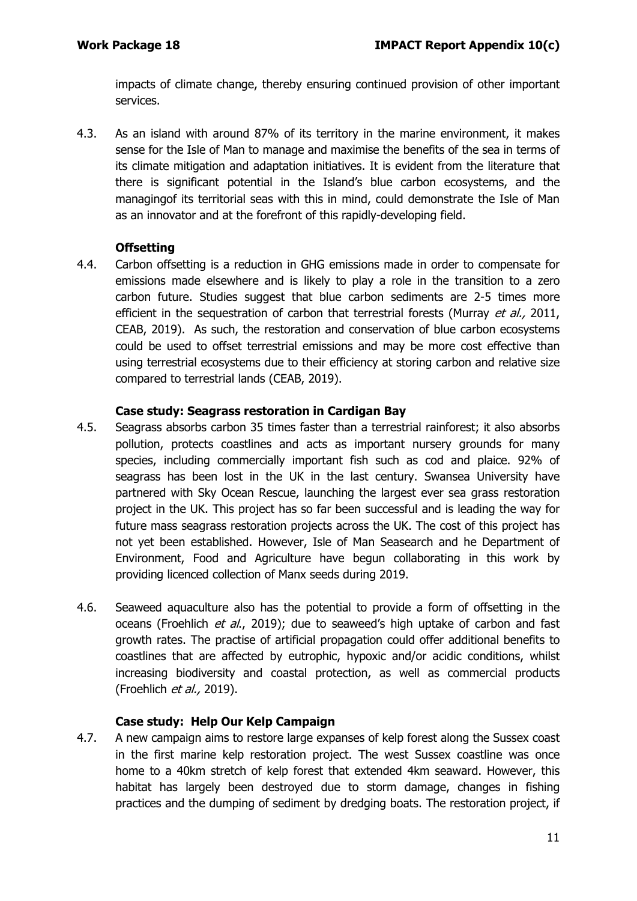impacts of climate change, thereby ensuring continued provision of other important services.

4.3. As an island with around 87% of its territory in the marine environment, it makes sense for the Isle of Man to manage and maximise the benefits of the sea in terms of its climate mitigation and adaptation initiatives. It is evident from the literature that there is significant potential in the Island's blue carbon ecosystems, and the managingof its territorial seas with this in mind, could demonstrate the Isle of Man as an innovator and at the forefront of this rapidly-developing field.

**Offsetting**

4.4. Carbon offsetting is a reduction in GHG emissions made in order to compensate for emissions made elsewhere and is likely to play a role in the transition to a zero carbon future. Studies suggest that blue carbon sediments are 2-5 times more efficient in the sequestration of carbon that terrestrial forests (Murray *et al.,* 2011, CEAB, 2019). As such, the restoration and conservation of blue carbon ecosystems could be used to offset terrestrial emissions and may be more cost effective than using terrestrial ecosystems due to their efficiency at storing carbon and relative size compared to terrestrial lands (CEAB, 2019).

**Case study: Seagrass restoration in Cardigan Bay**

4.5. Seagrass absorbs carbon 35 times faster than a terrestrial rainforest; it also absorbs pollution, protects coastlines and acts as important nursery grounds for many species, including commercially important fish such as cod and plaice. 92% of seagrass has been lost in the UK in the last century. Swansea University have partnered with Sky Ocean Rescue, launching the largest ever sea grass restoration project in the UK. This project has so far been successful and is leading the way for future mass seagrass restoration projects across the UK. The cost of this project has not yet been established. However, Isle of Man Seasearch and he Department of Environment, Food and Agriculture have begun collaborating in this work by providing licenced collection of Manx seeds during 2019.

4.6. Seaweed aquaculture also has the potential to provide a form of offsetting in the oceans (Froehlich *et al.*, 2019); due to seaweed's high uptake of carbon and fast growth rates. The practise of artificial propagation could offer additional benefits to coastlines that are affected by eutrophic, hypoxic and/or acidic conditions, whilst increasing biodiversity and coastal protection, as well as commercial products (Froehlich *et al.,* 2019).

**Case study: Help Our Kelp Campaign**

4.7. A new campaign aims to restore large expanses of kelp forest along the Sussex coast in the first marine kelp restoration project. The west Sussex coastline was once home to a 40km stretch of kelp forest that extended 4km seaward. However, this habitat has largely been destroyed due to storm damage, changes in fishing practices and the dumping of sediment by dredging boats. The restoration project, if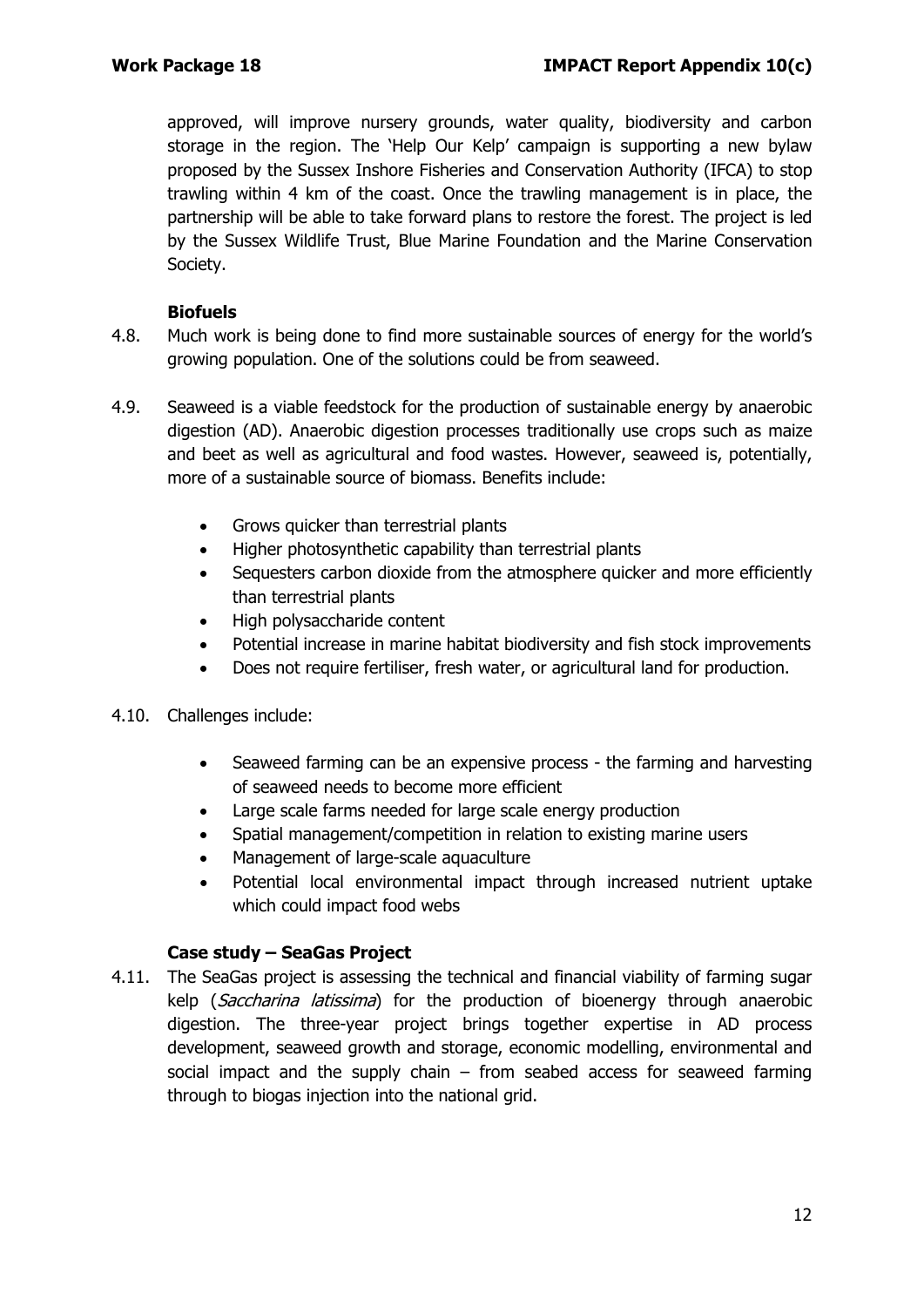approved, will improve nursery grounds, water quality, biodiversity and carbon storage in the region. The 'Help Our Kelp' campaign is supporting a new bylaw proposed by the Sussex Inshore Fisheries and Conservation Authority (IFCA) to stop trawling within 4 km of the coast. Once the trawling management is in place, the partnership will be able to take forward plans to restore the forest. The project is led by the Sussex Wildlife Trust, Blue Marine Foundation and the Marine Conservation Society.

### Biofuels

4.8. Much work is being done to find more sustainable sources of energy for the world's growing population. One of the solutions could be from seaweed.

4.9. Seaweed is a viable feedstock for the production of sustainable energy by anaerobic digestion (AD). Anaerobic digestion processes traditionally use crops such as maize and beet as well as agricultural and food wastes. However, seaweed is, potentially, more of a sustainable source of biomass. Benefits include:

- Grows quicker than terrestrial plants
- Higher photosynthetic capability than terrestrial plants
- Sequesters carbon dioxide from the atmosphere quicker and more efficiently than terrestrial plants
- High polysaccharide content
- Potential increase in marine habitat biodiversity and fish stock improvements
- Does not require fertiliser, fresh water, or agricultural land for production.

4.10. Challenges include:

- Seaweed farming can be an expensive process - the farming and harvesting of seaweed needs to become more efficient
- Large scale farms needed for large scale energy production
- Spatial management/competition in relation to existing marine users
- Management of large-scale aquaculture
- Potential local environmental impact through increased nutrient uptake which could impact food webs

### Case study – SeaGas Project

4.11. The SeaGas project is assessing the technical and financial viability of farming sugar kelp (*Saccharina latissima*) for the production of bioenergy through anaerobic digestion. The three-year project brings together expertise in AD process development, seaweed growth and storage, economic modelling, environmental and social impact and the supply chain – from seabed access for seaweed farming through to biogas injection into the national grid.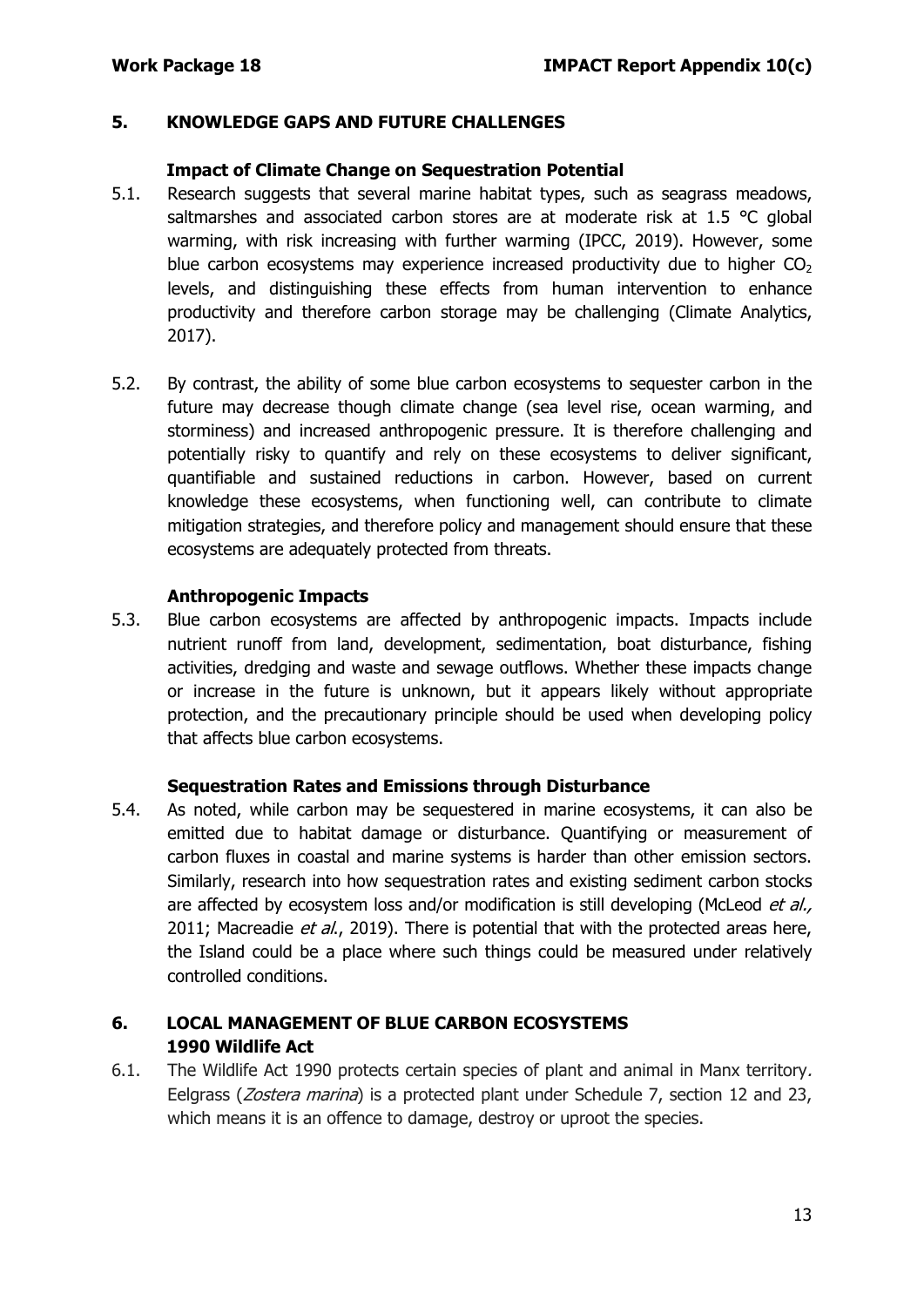## 5. KNOWLEDGE GAPS AND FUTURE CHALLENGES

### Impact of Climate Change on Sequestration Potential

5.1. Research suggests that several marine habitat types, such as seagrass meadows, saltmarshes and associated carbon stores are at moderate risk at 1.5 °C global warming, with risk increasing with further warming (IPCC, 2019). However, some blue carbon ecosystems may experience increased productivity due to higher $CO_2$ levels, and distinguishing these effects from human intervention to enhance productivity and therefore carbon storage may be challenging (Climate Analytics, 2017).

5.2. By contrast, the ability of some blue carbon ecosystems to sequester carbon in the future may decrease though climate change (sea level rise, ocean warming, and storminess) and increased anthropogenic pressure. It is therefore challenging and potentially risky to quantify and rely on these ecosystems to deliver significant, quantifiable and sustained reductions in carbon. However, based on current knowledge these ecosystems, when functioning well, can contribute to climate mitigation strategies, and therefore policy and management should ensure that these ecosystems are adequately protected from threats.

### Anthropogenic Impacts

5.3. Blue carbon ecosystems are affected by anthropogenic impacts. Impacts include nutrient runoff from land, development, sedimentation, boat disturbance, fishing activities, dredging and waste and sewage outflows. Whether these impacts change or increase in the future is unknown, but it appears likely without appropriate protection, and the precautionary principle should be used when developing policy that affects blue carbon ecosystems.

### Sequestration Rates and Emissions through Disturbance

5.4. As noted, while carbon may be sequestered in marine ecosystems, it can also be emitted due to habitat damage or disturbance. Quantifying or measurement of carbon fluxes in coastal and marine systems is harder than other emission sectors. Similarly, research into how sequestration rates and existing sediment carbon stocks are affected by ecosystem loss and/or modification is still developing (McLeod *et al.,* 2011; Macreadie *et al.*, 2019). There is potential that with the protected areas here, the Island could be a place where such things could be measured under relatively controlled conditions.

## 6. LOCAL MANAGEMENT OF BLUE CARBON ECOSYSTEMS

### 1990 Wildlife Act

6.1. The Wildlife Act 1990 protects certain species of plant and animal in Manx territory. Eelgrass (*Zostera marina*) is a protected plant under Schedule 7, section 12 and 23, which means it is an offence to damage, destroy or uproot the species.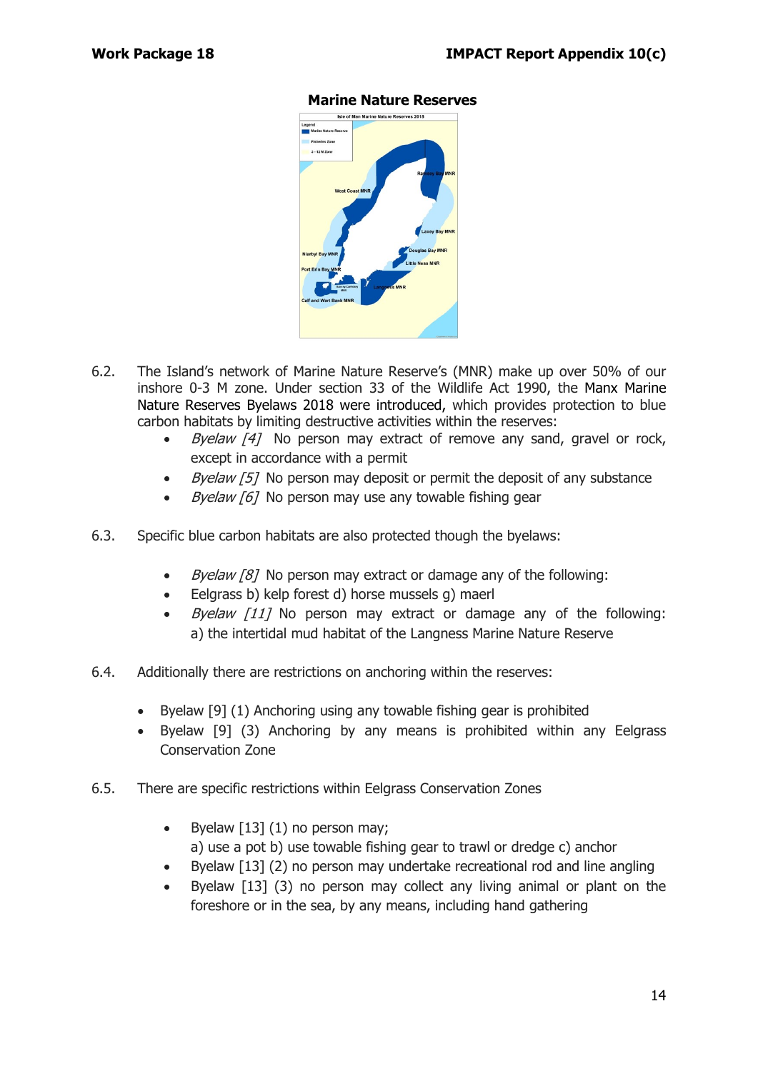**Marine Nature Reserves**

6.2. The Island's network of Marine Nature Reserve's (MNR) make up over 50% of our inshore 0-3 M zone. Under section 33 of the Wildlife Act 1990, the Manx Marine Nature Reserves Byelaws 2018 were introduced, which provides protection to blue carbon habitats by limiting destructive activities within the reserves:

- *Byelaw [4]* No person may extract of remove any sand, gravel or rock, except in accordance with a permit
- *Byelaw [5]* No person may deposit or permit the deposit of any substance
- *Byelaw [6]* No person may use any towable fishing gear

6.3. Specific blue carbon habitats are also protected though the byelaws:

- *Byelaw [8]* No person may extract or damage any of the following:
- Eelgrass b) kelp forest d) horse mussels g) maerl
- *Byelaw [11]* No person may extract or damage any of the following: a) the intertidal mud habitat of the Langness Marine Nature Reserve

6.4. Additionally there are restrictions on anchoring within the reserves:

- Byelaw [9] (1) Anchoring using any towable fishing gear is prohibited
- Byelaw [9] (3) Anchoring by any means is prohibited within any Eelgrass Conservation Zone

6.5. There are specific restrictions within Eelgrass Conservation Zones

- Byelaw [13] (1) no person may;
  a) use a pot b) use towable fishing gear to trawl or dredge c) anchor
- Byelaw [13] (2) no person may undertake recreational rod and line angling
- Byelaw [13] (3) no person may collect any living animal or plant on the foreshore or in the sea, by any means, including hand gathering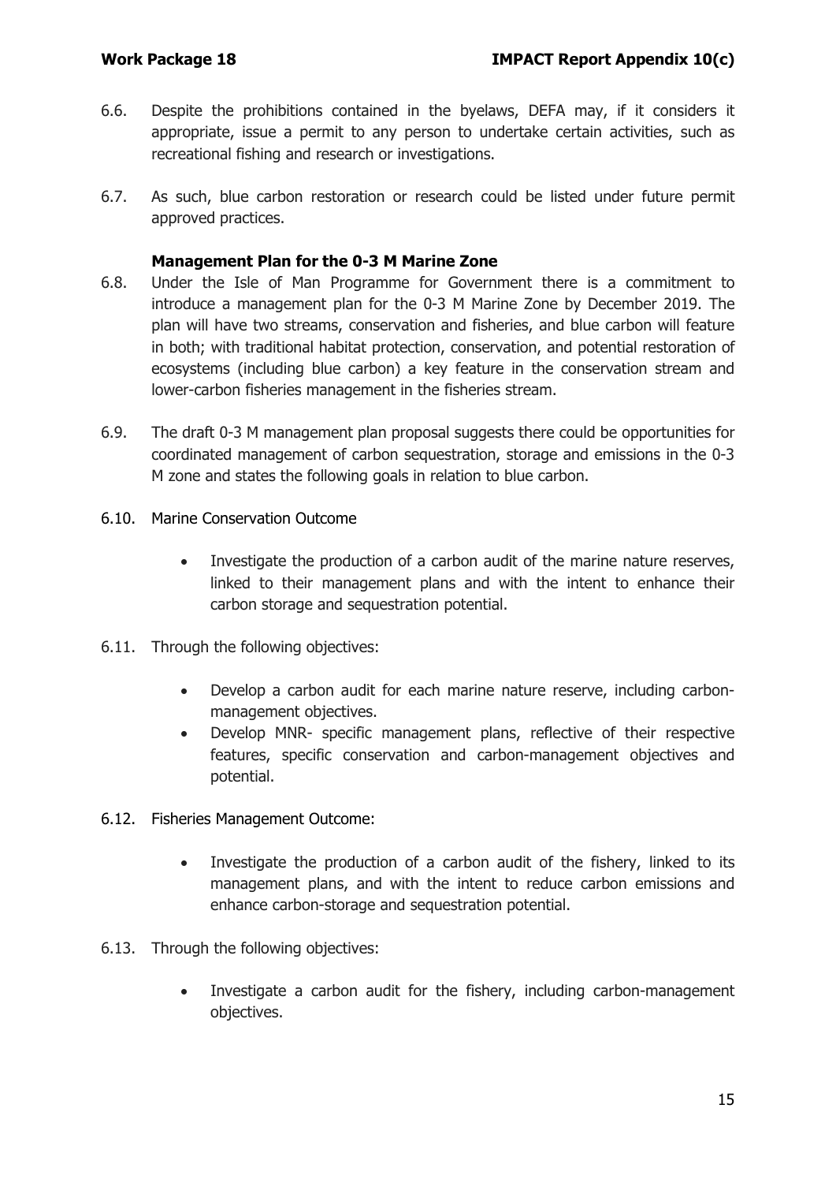6.6. Despite the prohibitions contained in the byelaws, DEFA may, if it considers it appropriate, issue a permit to any person to undertake certain activities, such as recreational fishing and research or investigations.

6.7. As such, blue carbon restoration or research could be listed under future permit approved practices.

### Management Plan for the 0-3 M Marine Zone

6.8. Under the Isle of Man Programme for Government there is a commitment to introduce a management plan for the 0-3 M Marine Zone by December 2019. The plan will have two streams, conservation and fisheries, and blue carbon will feature in both; with traditional habitat protection, conservation, and potential restoration of ecosystems (including blue carbon) a key feature in the conservation stream and lower-carbon fisheries management in the fisheries stream.

6.9. The draft 0-3 M management plan proposal suggests there could be opportunities for coordinated management of carbon sequestration, storage and emissions in the 0-3 M zone and states the following goals in relation to blue carbon.

6.10. Marine Conservation Outcome

- Investigate the production of a carbon audit of the marine nature reserves, linked to their management plans and with the intent to enhance their carbon storage and sequestration potential.

6.11. Through the following objectives:

- Develop a carbon audit for each marine nature reserve, including carbon-management objectives.
- Develop MNR- specific management plans, reflective of their respective features, specific conservation and carbon-management objectives and potential.

6.12. Fisheries Management Outcome:

- Investigate the production of a carbon audit of the fishery, linked to its management plans, and with the intent to reduce carbon emissions and enhance carbon-storage and sequestration potential.

6.13. Through the following objectives:

- Investigate a carbon audit for the fishery, including carbon-management objectives.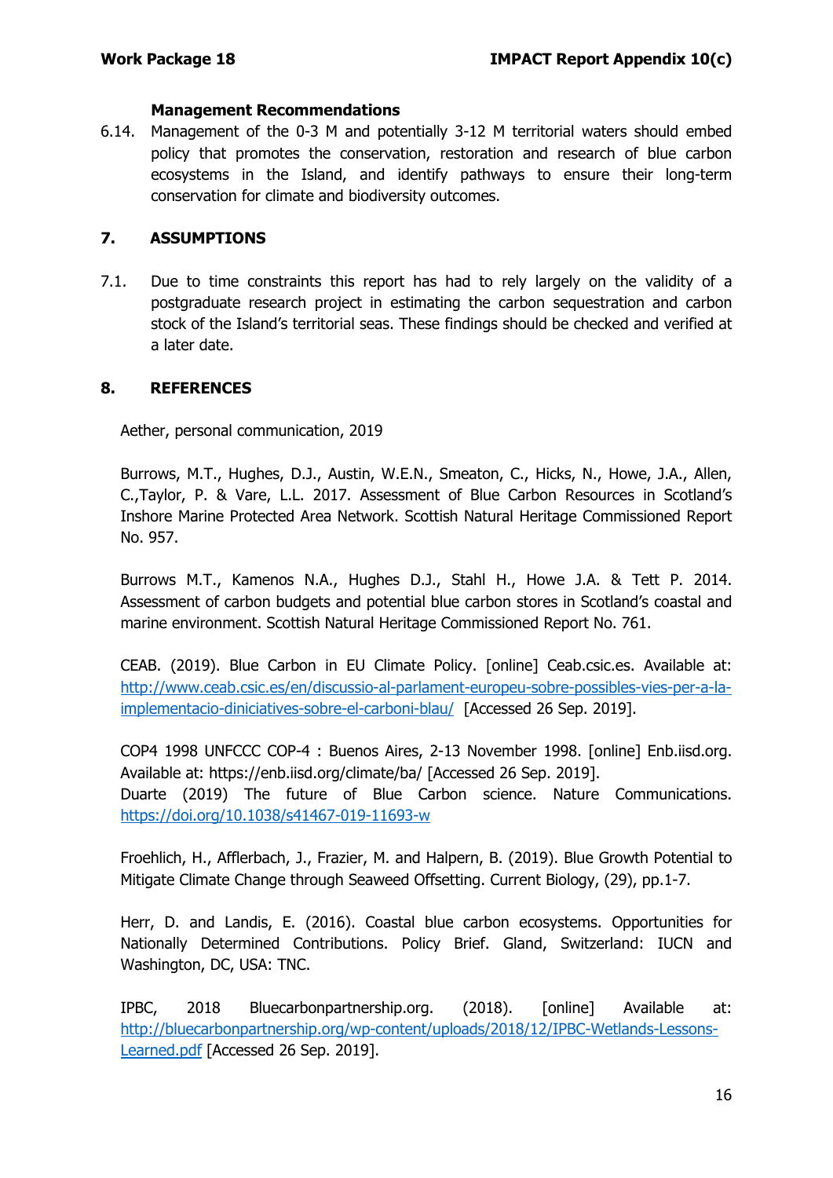### Management Recommendations

6.14. Management of the 0-3 M and potentially 3-12 M territorial waters should embed policy that promotes the conservation, restoration and research of blue carbon ecosystems in the Island, and identify pathways to ensure their long-term conservation for climate and biodiversity outcomes.

## 7. ASSUMPTIONS

7.1. Due to time constraints this report has had to rely largely on the validity of a postgraduate research project in estimating the carbon sequestration and carbon stock of the Island's territorial seas. These findings should be checked and verified at a later date.

## 8. REFERENCES

Aether, personal communication, 2019

Burrows, M.T., Hughes, D.J., Austin, W.E.N., Smeaton, C., Hicks, N., Howe, J.A., Allen, C.,Taylor, P. & Vare, L.L. 2017. Assessment of Blue Carbon Resources in Scotland's Inshore Marine Protected Area Network. Scottish Natural Heritage Commissioned Report No. 957.

Burrows M.T., Kamenos N.A., Hughes D.J., Stahl H., Howe J.A. & Tett P. 2014. Assessment of carbon budgets and potential blue carbon stores in Scotland's coastal and marine environment. Scottish Natural Heritage Commissioned Report No. 761.

CEAB. (2019). Blue Carbon in EU Climate Policy. [online] Ceab.csic.es. Available at: http://www.ceab.csic.es/en/discussio-al-parlament-europeu-sobre-possibles-vies-per-a-la-implementacio-diniciatives-sobre-el-carboni-blau/ [Accessed 26 Sep. 2019].

COP4 1998 UNFCCC COP-4 : Buenos Aires, 2-13 November 1998. [online] Enb.iisd.org. Available at: https://enb.iisd.org/climate/ba/ [Accessed 26 Sep. 2019].
Duarte (2019) The future of Blue Carbon science. Nature Communications. https://doi.org/10.1038/s41467-019-11693-w

Froehlich, H., Afflerbach, J., Frazier, M. and Halpern, B. (2019). Blue Growth Potential to Mitigate Climate Change through Seaweed Offsetting. Current Biology, (29), pp.1-7.

Herr, D. and Landis, E. (2016). Coastal blue carbon ecosystems. Opportunities for Nationally Determined Contributions. Policy Brief. Gland, Switzerland: IUCN and Washington, DC, USA: TNC.

IPBC, 2018 Bluecarbonpartnership.org. (2018). [online] Available at: http://bluecarbonpartnership.org/wp-content/uploads/2018/12/IPBC-Wetlands-Lessons-Learned.pdf [Accessed 26 Sep. 2019].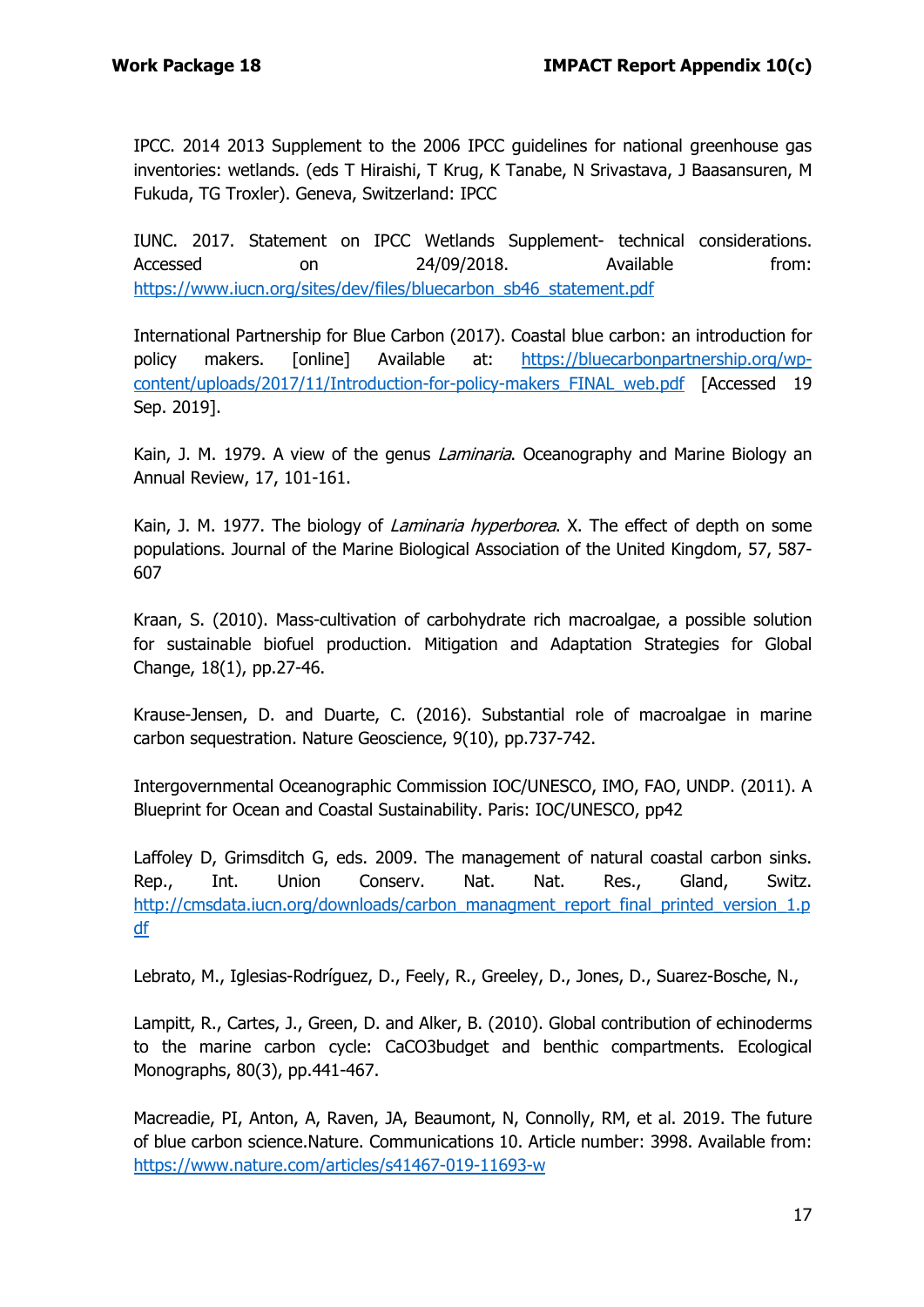IPCC. 2014 2013 Supplement to the 2006 IPCC guidelines for national greenhouse gas inventories: wetlands. (eds T Hiraishi, T Krug, K Tanabe, N Srivastava, J Baasansuren, M Fukuda, TG Troxler). Geneva, Switzerland: IPCC

IUNC. 2017. Statement on IPCC Wetlands Supplement- technical considerations. Accessed on 24/09/2018. Available from: [https://www.iucn.org/sites/dev/files/bluecarbon_sb46_statement.pdf](https://www.iucn.org/sites/dev/files/bluecarbon_sb46_statement.pdf)

International Partnership for Blue Carbon (2017). Coastal blue carbon: an introduction for policy makers. [online] Available at: [https://bluecarbonpartnership.org/wp-content/uploads/2017/11/Introduction-for-policy-makers_FINAL_web.pdf](https://bluecarbonpartnership.org/wp-content/uploads/2017/11/Introduction-for-policy-makers_FINAL_web.pdf) [Accessed 19 Sep. 2019].

Kain, J. M. 1979. A view of the genus *Laminaria*. Oceanography and Marine Biology an Annual Review, 17, 101-161.

Kain, J. M. 1977. The biology of *Laminaria hyperborea*. X. The effect of depth on some populations. Journal of the Marine Biological Association of the United Kingdom, 57, 587-607

Kraan, S. (2010). Mass-cultivation of carbohydrate rich macroalgae, a possible solution for sustainable biofuel production. Mitigation and Adaptation Strategies for Global Change, 18(1), pp.27-46.

Krause-Jensen, D. and Duarte, C. (2016). Substantial role of macroalgae in marine carbon sequestration. Nature Geoscience, 9(10), pp.737-742.

Intergovernmental Oceanographic Commission IOC/UNESCO, IMO, FAO, UNDP. (2011). A Blueprint for Ocean and Coastal Sustainability. Paris: IOC/UNESCO, pp42

Laffoley D, Grimsditch G, eds. 2009. The management of natural coastal carbon sinks. Rep., Int. Union Conserv. Nat. Nat. Res., Gland, Switz. [http://cmsdata.iucn.org/downloads/carbon_managment_report_final_printed_version_1.pdf](http://cmsdata.iucn.org/downloads/carbon_managment_report_final_printed_version_1.pdf)

Lebrato, M., Iglesias-Rodríguez, D., Feely, R., Greeley, D., Jones, D., Suarez-Bosche, N.,

Lampitt, R., Cartes, J., Green, D. and Alker, B. (2010). Global contribution of echinoderms to the marine carbon cycle: $CaCO_3$budget and benthic compartments. Ecological Monographs, 80(3), pp.441-467.

Macreadie, PI, Anton, A, Raven, JA, Beaumont, N, Connolly, RM, et al. 2019. The future of blue carbon science.Nature. Communications 10. Article number: 3998. Available from: [https://www.nature.com/articles/s41467-019-11693-w](https://www.nature.com/articles/s41467-019-11693-w)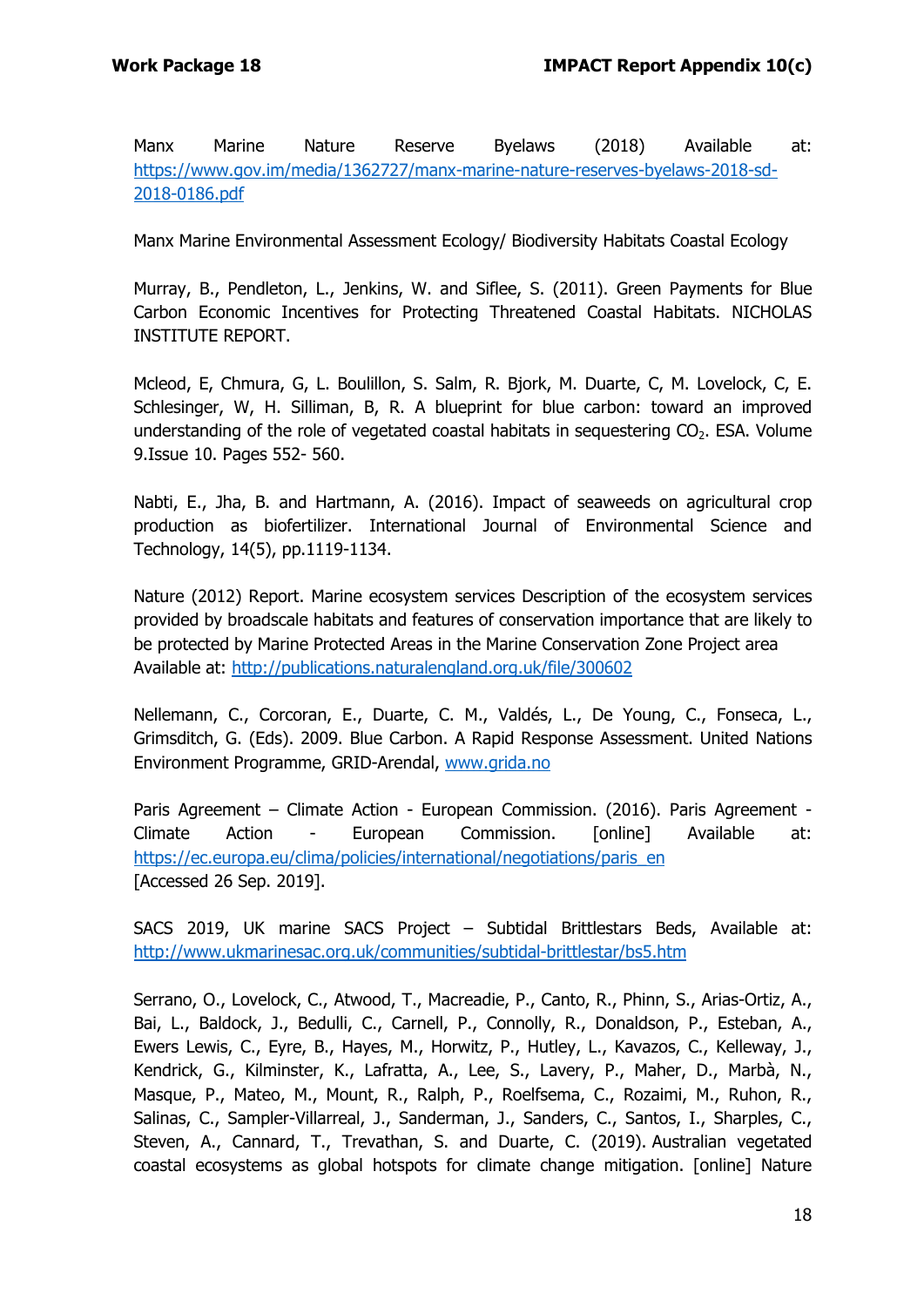Manx Marine Nature Reserve Byelaws (2018) Available at: https://www.gov.im/media/1362727/manx-marine-nature-reserves-byelaws-2018-sd-2018-0186.pdf

Manx Marine Environmental Assessment Ecology/ Biodiversity Habitats Coastal Ecology

Murray, B., Pendleton, L., Jenkins, W. and Siflee, S. (2011). Green Payments for Blue Carbon Economic Incentives for Protecting Threatened Coastal Habitats. NICHOLAS INSTITUTE REPORT.

Mcleod, E, Chmura, G, L. Boulillon, S. Salm, R. Bjork, M. Duarte, C, M. Lovelock, C, E. Schlesinger, W, H. Silliman, B, R. A blueprint for blue carbon: toward an improved understanding of the role of vegetated coastal habitats in sequestering $CO_2$. ESA. Volume 9.Issue 10. Pages 552- 560.

Nabti, E., Jha, B. and Hartmann, A. (2016). Impact of seaweeds on agricultural crop production as biofertilizer. International Journal of Environmental Science and Technology, 14(5), pp.1119-1134.

Nature (2012) Report. Marine ecosystem services Description of the ecosystem services provided by broadscale habitats and features of conservation importance that are likely to be protected by Marine Protected Areas in the Marine Conservation Zone Project area Available at: http://publications.naturalengland.org.uk/file/300602

Nellemann, C., Corcoran, E., Duarte, C. M., Valdés, L., De Young, C., Fonseca, L., Grimsditch, G. (Eds). 2009. Blue Carbon. A Rapid Response Assessment. United Nations Environment Programme, GRID-Arendal, www.grida.no

Paris Agreement – Climate Action - European Commission. (2016). Paris Agreement - Climate Action - European Commission. [online] Available at: https://ec.europa.eu/clima/policies/international/negotiations/paris_en [Accessed 26 Sep. 2019].

SACS 2019, UK marine SACS Project – Subtidal Brittlestars Beds, Available at: http://www.ukmarinesac.org.uk/communities/subtidal-brittlestar/bs5.htm

Serrano, O., Lovelock, C., Atwood, T., Macreadie, P., Canto, R., Phinn, S., Arias-Ortiz, A., Bai, L., Baldock, J., Bedulli, C., Carnell, P., Connolly, R., Donaldson, P., Esteban, A., Ewers Lewis, C., Eyre, B., Hayes, M., Horwitz, P., Hutley, L., Kavazos, C., Kelleway, J., Kendrick, G., Kilminster, K., Lafratta, A., Lee, S., Lavery, P., Maher, D., Marbà, N., Masque, P., Mateo, M., Mount, R., Ralph, P., Roelfsema, C., Rozaimi, M., Ruhon, R., Salinas, C., Sampler-Villarreal, J., Sanderman, J., Sanders, C., Santos, I., Sharples, C., Steven, A., Cannard, T., Trevathan, S. and Duarte, C. (2019). Australian vegetated coastal ecosystems as global hotspots for climate change mitigation. [online] Nature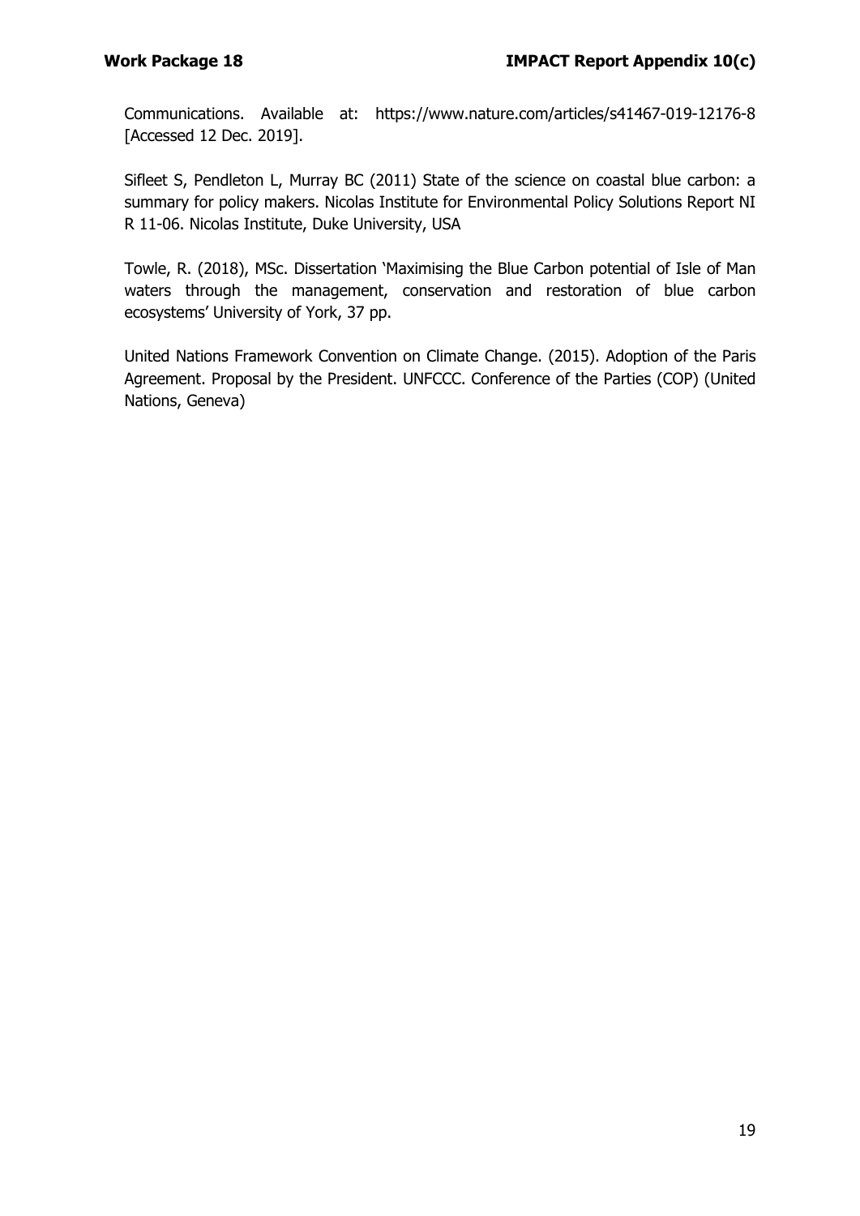Communications. Available at: https://www.nature.com/articles/s41467-019-12176-8 [Accessed 12 Dec. 2019].

Sifleet S, Pendleton L, Murray BC (2011) State of the science on coastal blue carbon: a summary for policy makers. Nicolas Institute for Environmental Policy Solutions Report NI R 11-06. Nicolas Institute, Duke University, USA

Towle, R. (2018), MSc. Dissertation 'Maximising the Blue Carbon potential of Isle of Man waters through the management, conservation and restoration of blue carbon ecosystems' University of York, 37 pp.

United Nations Framework Convention on Climate Change. (2015). Adoption of the Paris Agreement. Proposal by the President. UNFCCC. Conference of the Parties (COP) (United Nations, Geneva)